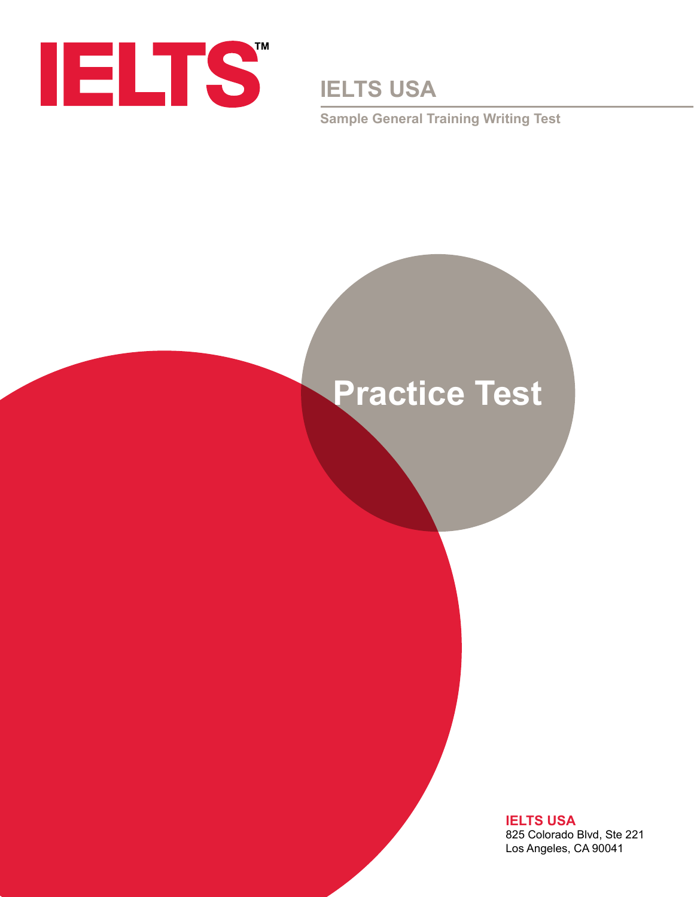# IELTS™

## IELTS USA

**Sample General Training Writing Test**

# Practice Test

**IELTS USA**
825 Colorado Blvd, Ste 221
Los Angeles, CA 90041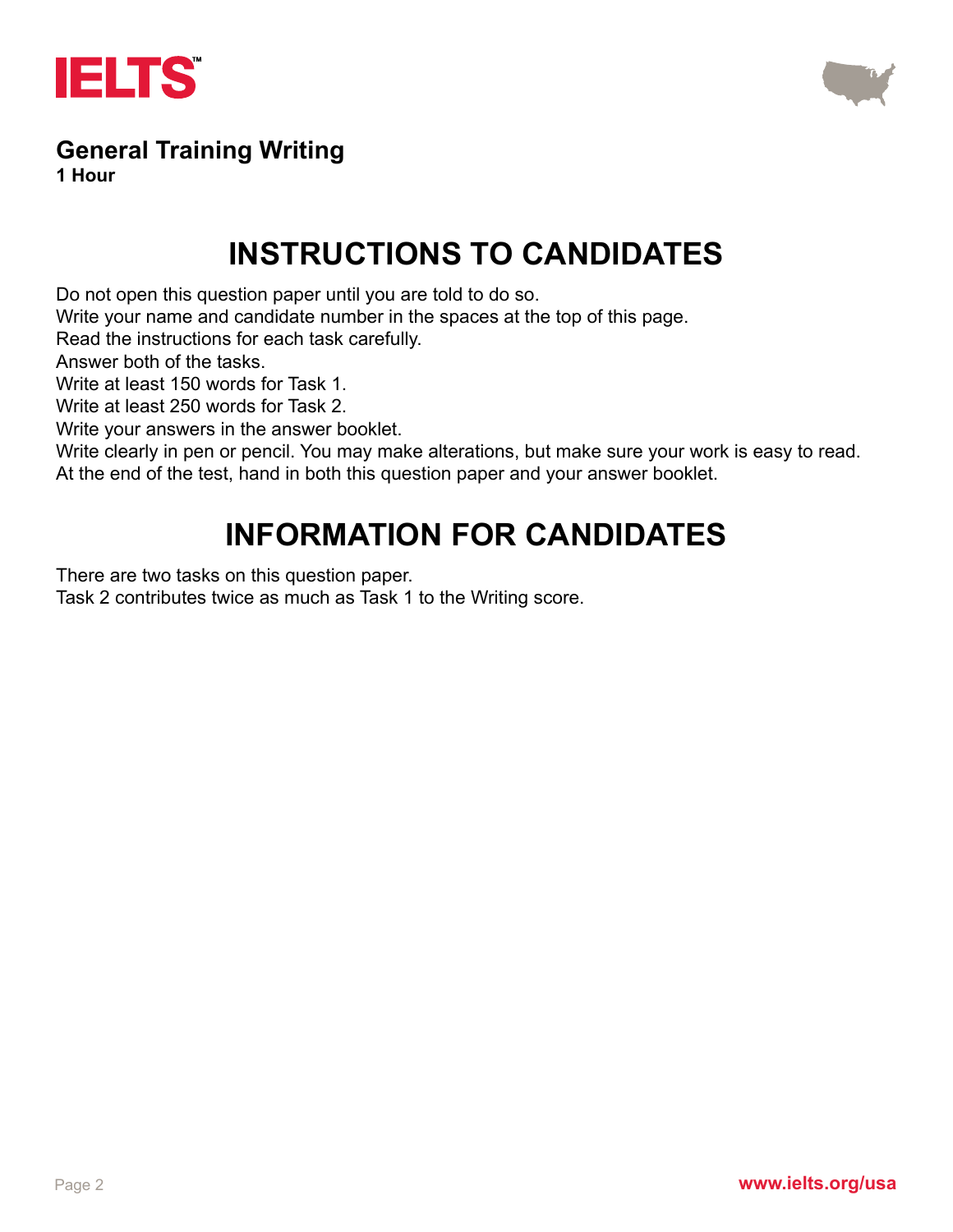IELTS

## General Training Writing

**1 Hour**

# INSTRUCTIONS TO CANDIDATES

Do not open this question paper until you are told to do so.
Write your name and candidate number in the spaces at the top of this page.
Read the instructions for each task carefully.
Answer both of the tasks.
Write at least 150 words for Task 1.
Write at least 250 words for Task 2.
Write your answers in the answer booklet.
Write clearly in pen or pencil. You may make alterations, but make sure your work is easy to read.
At the end of the test, hand in both this question paper and your answer booklet.

# INFORMATION FOR CANDIDATES

There are two tasks on this question paper.
Task 2 contributes twice as much as Task 1 to the Writing score.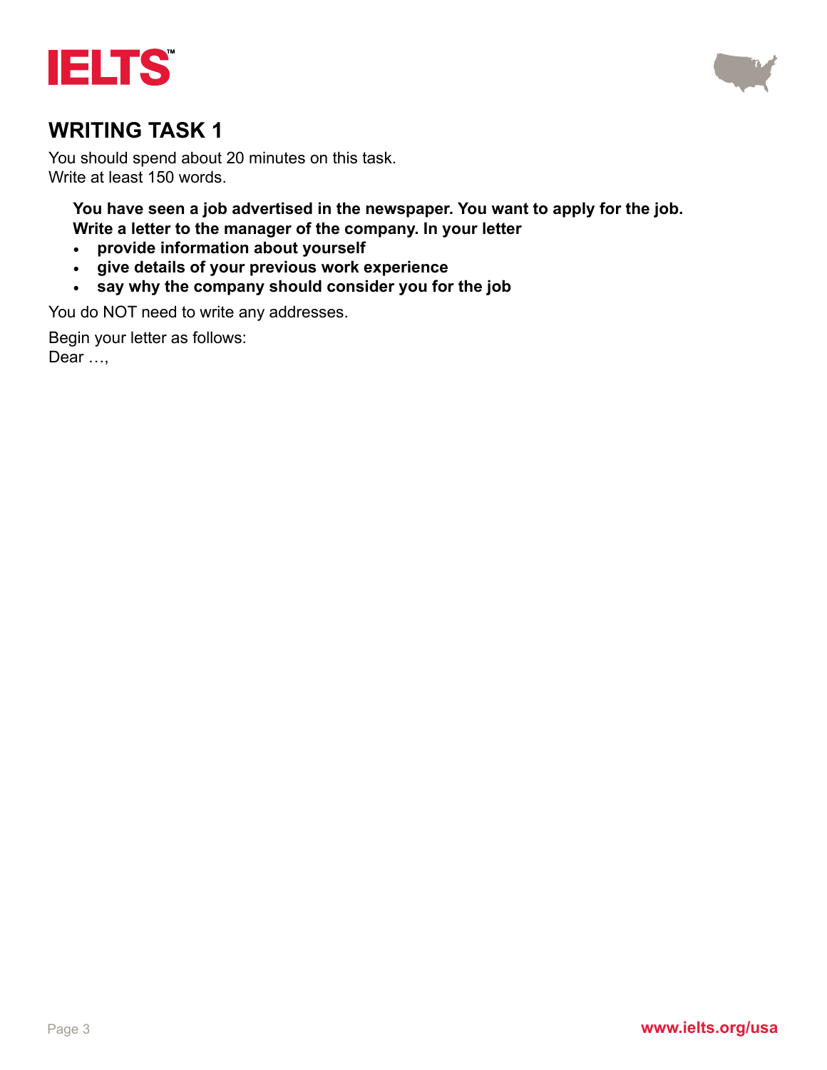## WRITING TASK 1

You should spend about 20 minutes on this task.
Write at least 150 words.

**You have seen a job advertised in the newspaper. You want to apply for the job. Write a letter to the manager of the company. In your letter**

- **provide information about yourself**
- **give details of your previous work experience**
- **say why the company should consider you for the job**

You do NOT need to write any addresses.

Begin your letter as follows:
Dear …,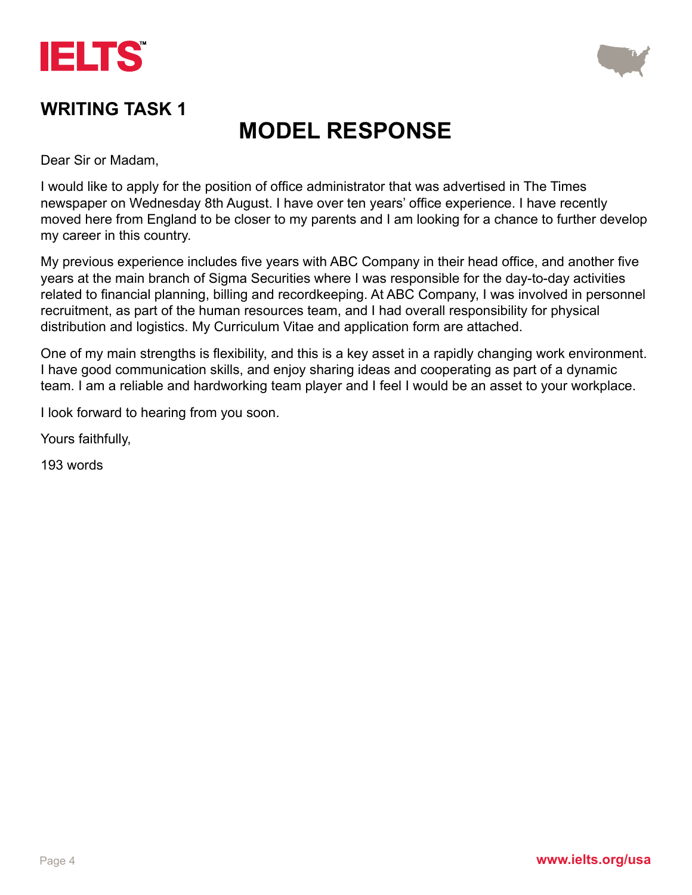## WRITING TASK 1

# MODEL RESPONSE

Dear Sir or Madam,

I would like to apply for the position of office administrator that was advertised in The Times newspaper on Wednesday 8th August. I have over ten years' office experience. I have recently moved here from England to be closer to my parents and I am looking for a chance to further develop my career in this country.

My previous experience includes five years with ABC Company in their head office, and another five years at the main branch of Sigma Securities where I was responsible for the day-to-day activities related to financial planning, billing and recordkeeping. At ABC Company, I was involved in personnel recruitment, as part of the human resources team, and I had overall responsibility for physical distribution and logistics. My Curriculum Vitae and application form are attached.

One of my main strengths is flexibility, and this is a key asset in a rapidly changing work environment. I have good communication skills, and enjoy sharing ideas and cooperating as part of a dynamic team. I am a reliable and hardworking team player and I feel I would be an asset to your workplace.

I look forward to hearing from you soon.

Yours faithfully,

193 words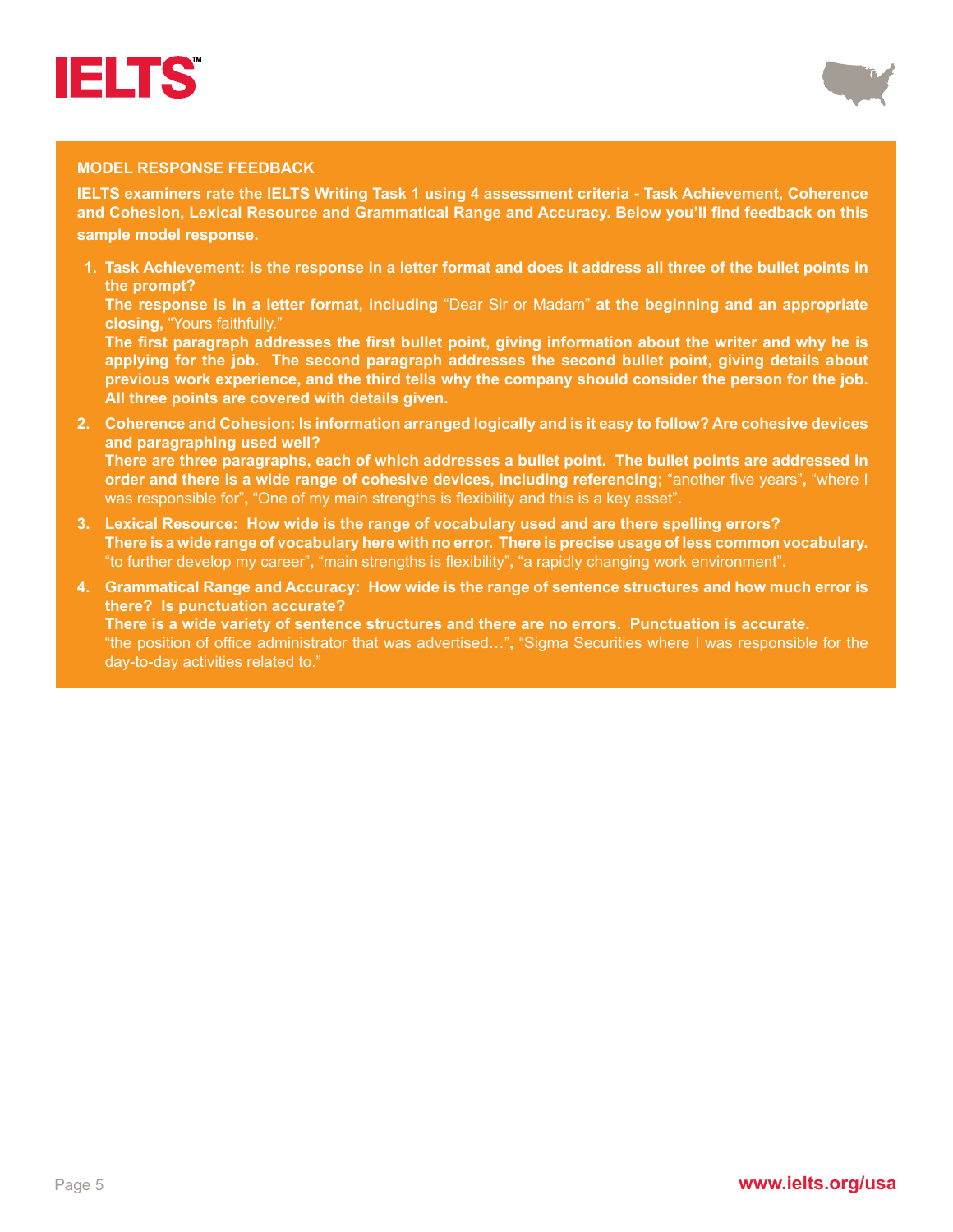## MODEL RESPONSE FEEDBACK

**IELTS examiners rate the IELTS Writing Task 1 using 4 assessment criteria - Task Achievement, Coherence and Cohesion, Lexical Resource and Grammatical Range and Accuracy. Below you'll find feedback on this sample model response.**

1. **Task Achievement: Is the response in a letter format and does it address all three of the bullet points in the prompt?**
   **The response is in a letter format, including** "Dear Sir or Madam" **at the beginning and an appropriate closing,** "Yours faithfully."
   **The first paragraph addresses the first bullet point, giving information about the writer and why he is applying for the job. The second paragraph addresses the second bullet point, giving details about previous work experience, and the third tells why the company should consider the person for the job. All three points are covered with details given.**

2. **Coherence and Cohesion: Is information arranged logically and is it easy to follow? Are cohesive devices and paragraphing used well?**
   **There are three paragraphs, each of which addresses a bullet point. The bullet points are addressed in order and there is a wide range of cohesive devices, including referencing;** "another five years", "where I was responsible for", "One of my main strengths is flexibility and this is a key asset".

3. **Lexical Resource: How wide is the range of vocabulary used and are there spelling errors?**
   **There is a wide range of vocabulary here with no error. There is precise usage of less common vocabulary.** "to further develop my career", "main strengths is flexibility", "a rapidly changing work environment".

4. **Grammatical Range and Accuracy: How wide is the range of sentence structures and how much error is there? Is punctuation accurate?**
   **There is a wide variety of sentence structures and there are no errors. Punctuation is accurate.**
   "the position of office administrator that was advertised…", "Sigma Securities where I was responsible for the day-to-day activities related to."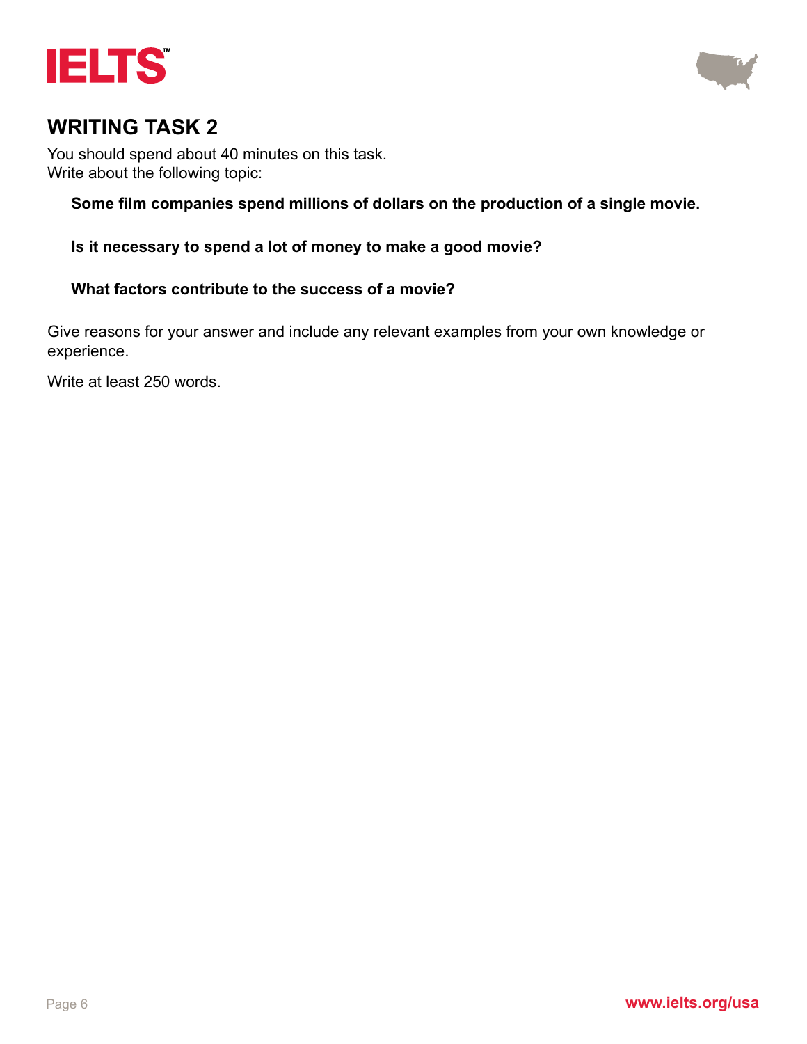## WRITING TASK 2

You should spend about 40 minutes on this task.
Write about the following topic:

**Some film companies spend millions of dollars on the production of a single movie.**

**Is it necessary to spend a lot of money to make a good movie?**

**What factors contribute to the success of a movie?**

Give reasons for your answer and include any relevant examples from your own knowledge or experience.

Write at least 250 words.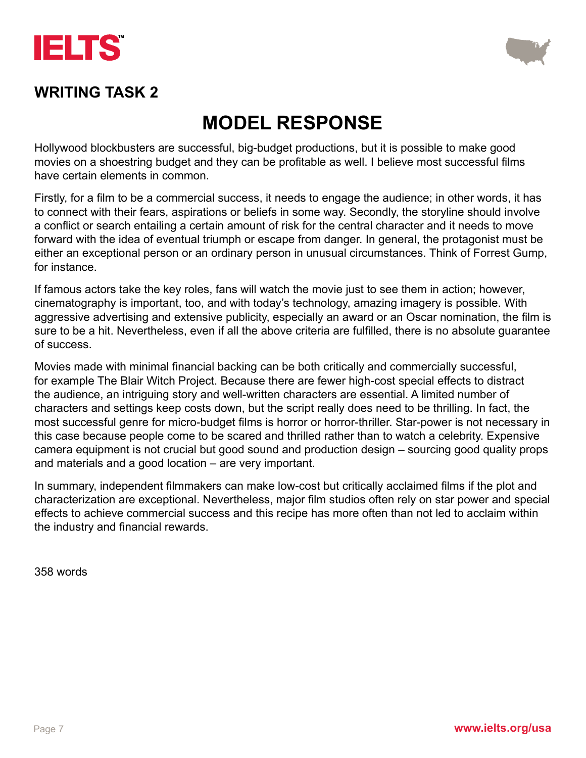## WRITING TASK 2

# MODEL RESPONSE

Hollywood blockbusters are successful, big-budget productions, but it is possible to make good movies on a shoestring budget and they can be profitable as well. I believe most successful films have certain elements in common.

Firstly, for a film to be a commercial success, it needs to engage the audience; in other words, it has to connect with their fears, aspirations or beliefs in some way. Secondly, the storyline should involve a conflict or search entailing a certain amount of risk for the central character and it needs to move forward with the idea of eventual triumph or escape from danger. In general, the protagonist must be either an exceptional person or an ordinary person in unusual circumstances. Think of Forrest Gump, for instance.

If famous actors take the key roles, fans will watch the movie just to see them in action; however, cinematography is important, too, and with today's technology, amazing imagery is possible. With aggressive advertising and extensive publicity, especially an award or an Oscar nomination, the film is sure to be a hit. Nevertheless, even if all the above criteria are fulfilled, there is no absolute guarantee of success.

Movies made with minimal financial backing can be both critically and commercially successful, for example The Blair Witch Project. Because there are fewer high-cost special effects to distract the audience, an intriguing story and well-written characters are essential. A limited number of characters and settings keep costs down, but the script really does need to be thrilling. In fact, the most successful genre for micro-budget films is horror or horror-thriller. Star-power is not necessary in this case because people come to be scared and thrilled rather than to watch a celebrity. Expensive camera equipment is not crucial but good sound and production design – sourcing good quality props and materials and a good location – are very important.

In summary, independent filmmakers can make low-cost but critically acclaimed films if the plot and characterization are exceptional. Nevertheless, major film studios often rely on star power and special effects to achieve commercial success and this recipe has more often than not led to acclaim within the industry and financial rewards.

358 words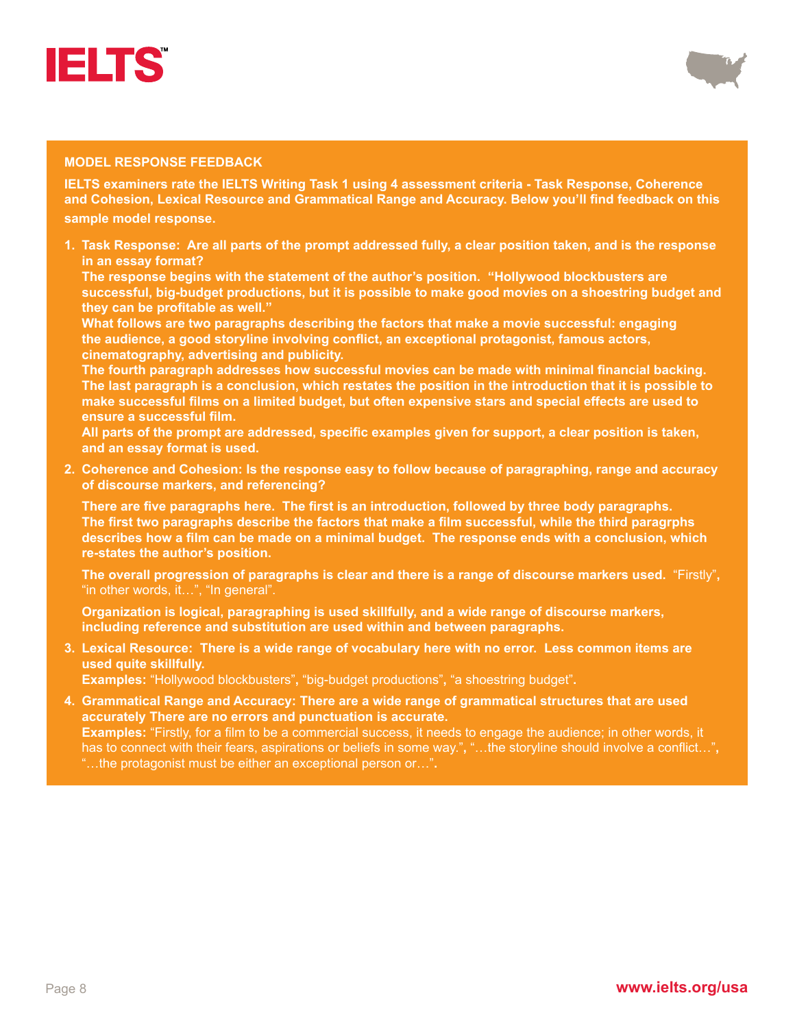**MODEL RESPONSE FEEDBACK**

**IELTS examiners rate the IELTS Writing Task 1 using 4 assessment criteria - Task Response, Coherence and Cohesion, Lexical Resource and Grammatical Range and Accuracy. Below you'll find feedback on this sample model response.**

1. **Task Response: Are all parts of the prompt addressed fully, a clear position taken, and is the response in an essay format?**
   **The response begins with the statement of the author's position. "Hollywood blockbusters are successful, big-budget productions, but it is possible to make good movies on a shoestring budget and they can be profitable as well."**
   **What follows are two paragraphs describing the factors that make a movie successful: engaging the audience, a good storyline involving conflict, an exceptional protagonist, famous actors, cinematography, advertising and publicity.**
   **The fourth paragraph addresses how successful movies can be made with minimal financial backing. The last paragraph is a conclusion, which restates the position in the introduction that it is possible to make successful films on a limited budget, but often expensive stars and special effects are used to ensure a successful film.**
   **All parts of the prompt are addressed, specific examples given for support, a clear position is taken, and an essay format is used.**

2. **Coherence and Cohesion: Is the response easy to follow because of paragraphing, range and accuracy of discourse markers, and referencing?**

   **There are five paragraphs here. The first is an introduction, followed by three body paragraphs. The first two paragraphs describe the factors that make a film successful, while the third paragrphs describes how a film can be made on a minimal budget. The response ends with a conclusion, which re-states the author's position.**

   **The overall progression of paragraphs is clear and there is a range of discourse markers used.** "Firstly", "in other words, it…", "In general".

   **Organization is logical, paragraphing is used skillfully, and a wide range of discourse markers, including reference and substitution are used within and between paragraphs.**

3. **Lexical Resource: There is a wide range of vocabulary here with no error. Less common items are used quite skillfully.**
   **Examples:** "Hollywood blockbusters", "big-budget productions", "a shoestring budget".

4. **Grammatical Range and Accuracy: There are a wide range of grammatical structures that are used accurately There are no errors and punctuation is accurate.**
   **Examples:** "Firstly, for a film to be a commercial success, it needs to engage the audience; in other words, it has to connect with their fears, aspirations or beliefs in some way.", "…the storyline should involve a conflict…", "…the protagonist must be either an exceptional person or…".